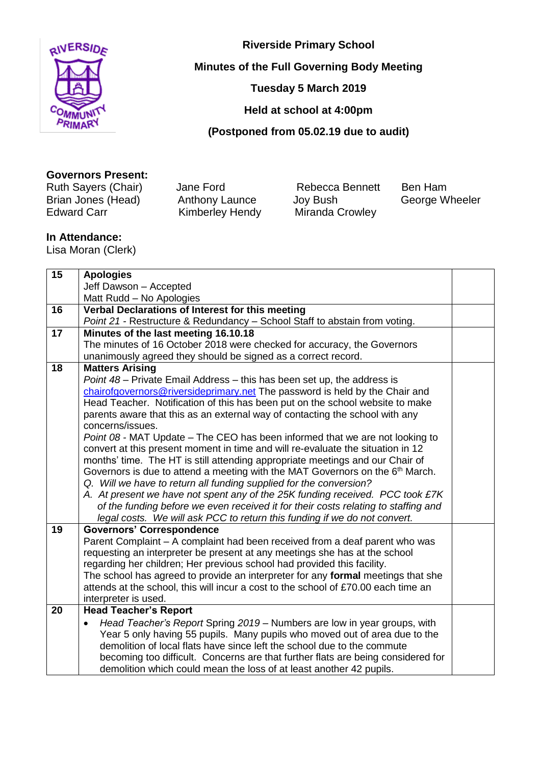**Riverside Primary School**

**Minutes of the Full Governing Body Meeting**

**Tuesday 5 March 2019**

**Held at school at 4:00pm**

**(Postponed from 05.02.19 due to audit)**

**Governors Present:**

Ruth Sayers (Chair)
Brian Jones (Head)
Edward Carr
Jane Ford
Anthony Launce
Kimberley Hendy
Rebecca Bennett
Joy Bush
Miranda Crowley
Ben Ham
George Wheeler

**In Attendance:**

Lisa Moran (Clerk)

| | | |
|---|---|---|
| 15 | **Apologies**<br>Jeff Dawson – Accepted<br>Matt Rudd – No Apologies | |
| 16 | **Verbal Declarations of Interest for this meeting**<br>*Point 21* - Restructure & Redundancy – School Staff to abstain from voting. | |
| 17 | **Minutes of the last meeting 16.10.18**<br>The minutes of 16 October 2018 were checked for accuracy, the Governors unanimously agreed they should be signed as a correct record. | |
| 18 | **Matters Arising**<br>*Point 48* – Private Email Address – this has been set up, the address is chairofgovernors@riversideprimary.net The password is held by the Chair and Head Teacher. Notification of this has been put on the school website to make parents aware that this as an external way of contacting the school with any concerns/issues.<br>*Point 08* - MAT Update – The CEO has been informed that we are not looking to convert at this present moment in time and will re-evaluate the situation in 12 months' time. The HT is still attending appropriate meetings and our Chair of Governors is due to attend a meeting with the MAT Governors on the 6th March.<br>*Q. Will we have to return all funding supplied for the conversion?*<br>*A. At present we have not spent any of the 25K funding received. PCC took £7K of the funding before we even received it for their costs relating to staffing and legal costs. We will ask PCC to return this funding if we do not convert.* | |
| 19 | **Governors' Correspondence**<br>Parent Complaint – A complaint had been received from a deaf parent who was requesting an interpreter be present at any meetings she has at the school regarding her children; Her previous school had provided this facility.<br>The school has agreed to provide an interpreter for any **formal** meetings that she attends at the school, this will incur a cost to the school of £70.00 each time an interpreter is used. | |
| 20 | **Head Teacher's Report**<br>• *Head Teacher's Report* Spring *2019* – Numbers are low in year groups, with Year 5 only having 55 pupils. Many pupils who moved out of area due to the demolition of local flats have since left the school due to the commute becoming too difficult. Concerns are that further flats are being considered for demolition which could mean the loss of at least another 42 pupils. | |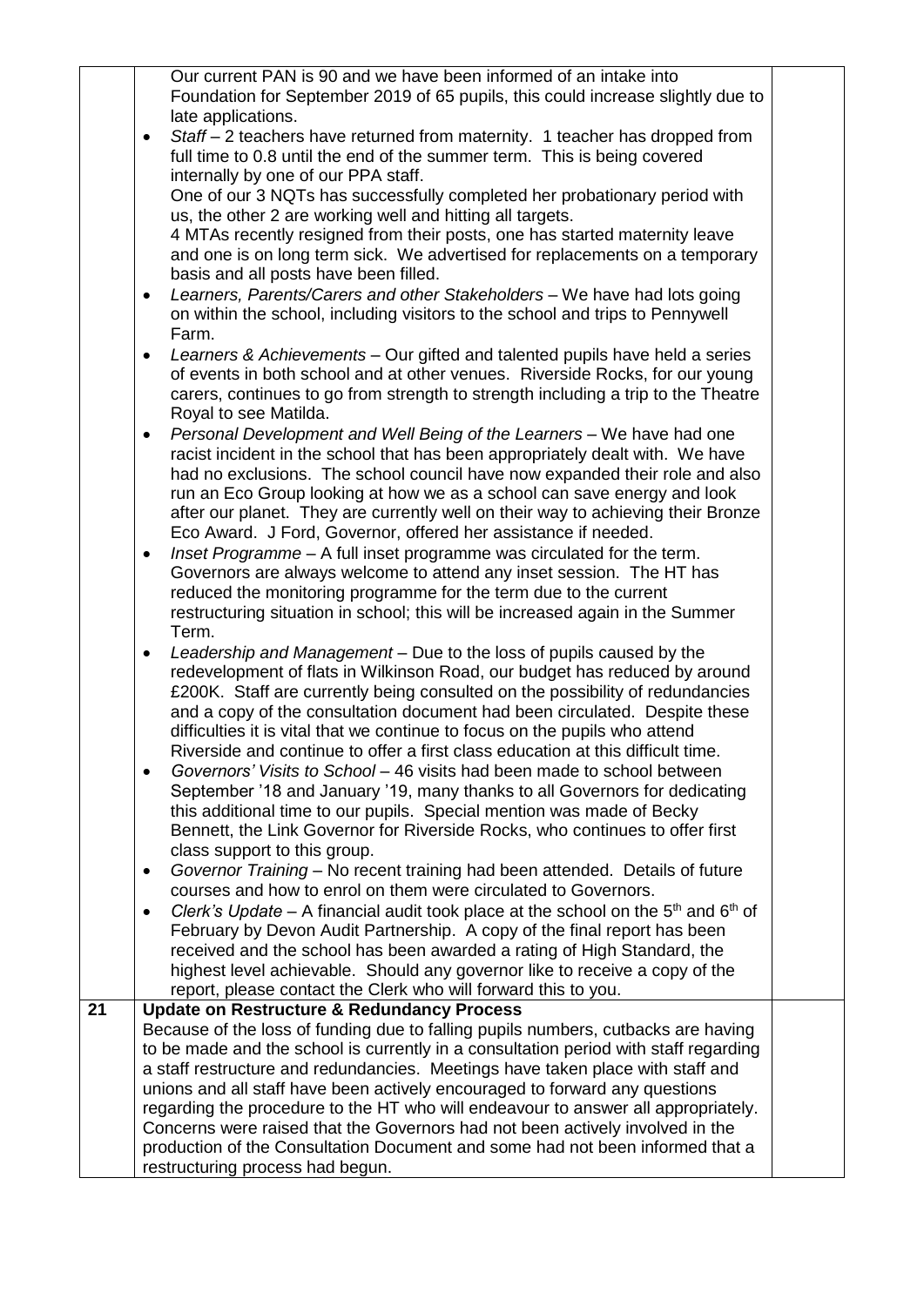| | | |
|---|---|---|
| | Our current PAN is 90 and we have been informed of an intake into Foundation for September 2019 of 65 pupils, this could increase slightly due to late applications.<br>• *Staff* – 2 teachers have returned from maternity. 1 teacher has dropped from full time to 0.8 until the end of the summer term. This is being covered internally by one of our PPA staff.<br>One of our 3 NQTs has successfully completed her probationary period with us, the other 2 are working well and hitting all targets.<br>4 MTAs recently resigned from their posts, one has started maternity leave and one is on long term sick. We advertised for replacements on a temporary basis and all posts have been filled.<br>• *Learners, Parents/Carers and other Stakeholders* – We have had lots going on within the school, including visitors to the school and trips to Pennywell Farm.<br>• *Learners & Achievements* – Our gifted and talented pupils have held a series of events in both school and at other venues. Riverside Rocks, for our young carers, continues to go from strength to strength including a trip to the Theatre Royal to see Matilda.<br>• *Personal Development and Well Being of the Learners* – We have had one racist incident in the school that has been appropriately dealt with. We have had no exclusions. The school council have now expanded their role and also run an Eco Group looking at how we as a school can save energy and look after our planet. They are currently well on their way to achieving their Bronze Eco Award. J Ford, Governor, offered her assistance if needed.<br>• *Inset Programme* – A full inset programme was circulated for the term. Governors are always welcome to attend any inset session. The HT has reduced the monitoring programme for the term due to the current restructuring situation in school; this will be increased again in the Summer Term.<br>• *Leadership and Management* – Due to the loss of pupils caused by the redevelopment of flats in Wilkinson Road, our budget has reduced by around £200K. Staff are currently being consulted on the possibility of redundancies and a copy of the consultation document had been circulated. Despite these difficulties it is vital that we continue to focus on the pupils who attend Riverside and continue to offer a first class education at this difficult time.<br>• *Governors' Visits to School* – 46 visits had been made to school between September '18 and January '19, many thanks to all Governors for dedicating this additional time to our pupils. Special mention was made of Becky Bennett, the Link Governor for Riverside Rocks, who continues to offer first class support to this group.<br>• *Governor Training* – No recent training had been attended. Details of future courses and how to enrol on them were circulated to Governors.<br>• *Clerk's Update* – A financial audit took place at the school on the 5th and 6th of February by Devon Audit Partnership. A copy of the final report has been received and the school has been awarded a rating of High Standard, the highest level achievable. Should any governor like to receive a copy of the report, please contact the Clerk who will forward this to you. | |
| **21** | **Update on Restructure & Redundancy Process**<br>Because of the loss of funding due to falling pupils numbers, cutbacks are having to be made and the school is currently in a consultation period with staff regarding a staff restructure and redundancies. Meetings have taken place with staff and unions and all staff have been actively encouraged to forward any questions regarding the procedure to the HT who will endeavour to answer all appropriately.<br>Concerns were raised that the Governors had not been actively involved in the production of the Consultation Document and some had not been informed that a restructuring process had begun. | |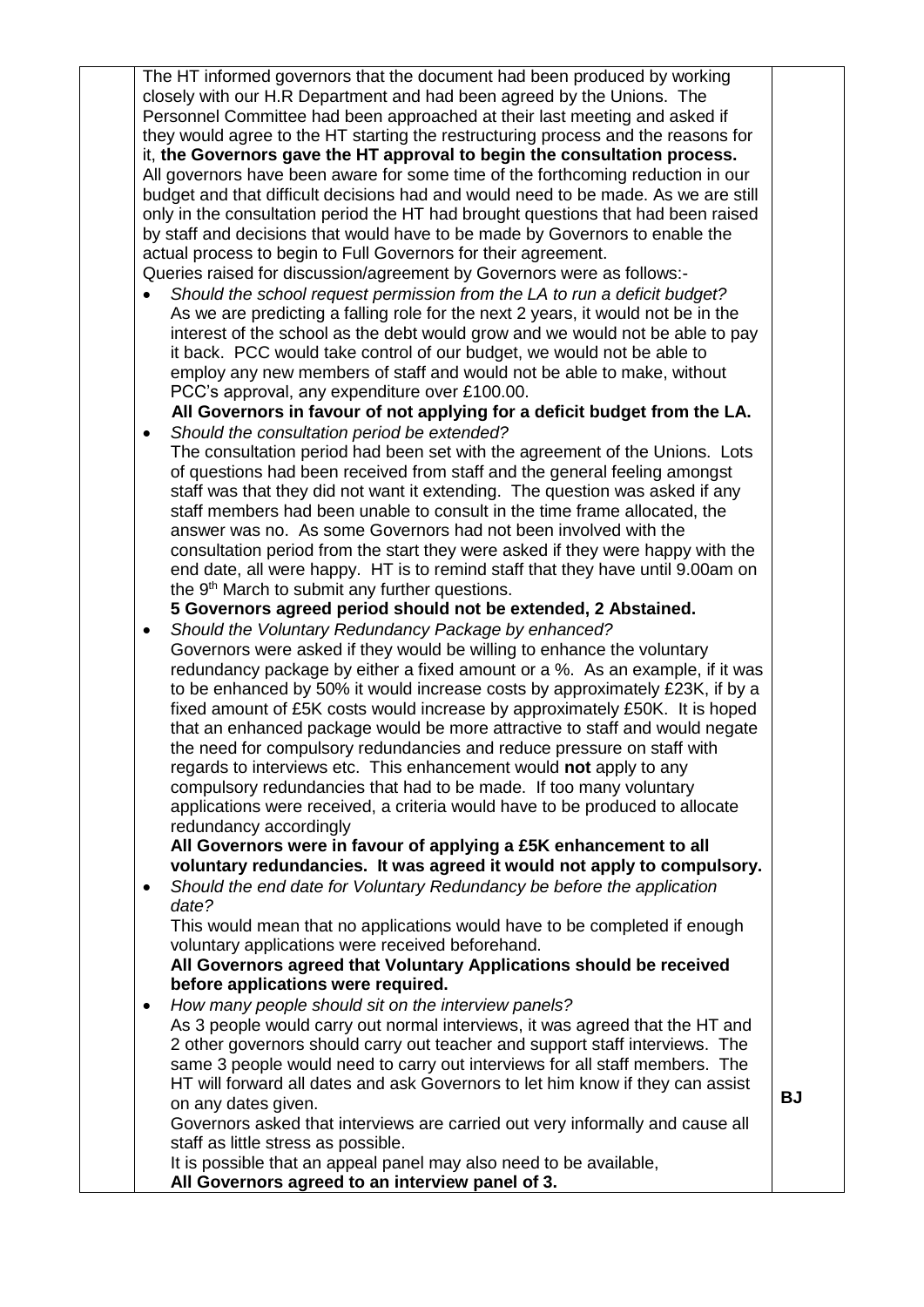The HT informed governors that the document had been produced by working closely with our H.R Department and had been agreed by the Unions. The Personnel Committee had been approached at their last meeting and asked if they would agree to the HT starting the restructuring process and the reasons for it, **the Governors gave the HT approval to begin the consultation process.** All governors have been aware for some time of the forthcoming reduction in our budget and that difficult decisions had and would need to be made. As we are still only in the consultation period the HT had brought questions that had been raised by staff and decisions that would have to be made by Governors to enable the actual process to begin to Full Governors for their agreement.

Queries raised for discussion/agreement by Governors were as follows:-

- *Should the school request permission from the LA to run a deficit budget?*
  As we are predicting a falling role for the next 2 years, it would not be in the interest of the school as the debt would grow and we would not be able to pay it back. PCC would take control of our budget, we would not be able to employ any new members of staff and would not be able to make, without PCC's approval, any expenditure over £100.00.
  **All Governors in favour of not applying for a deficit budget from the LA.**
- *Should the consultation period be extended?*
  The consultation period had been set with the agreement of the Unions. Lots of questions had been received from staff and the general feeling amongst staff was that they did not want it extending. The question was asked if any staff members had been unable to consult in the time frame allocated, the answer was no. As some Governors had not been involved with the consultation period from the start they were asked if they were happy with the end date, all were happy. HT is to remind staff that they have until 9.00am on the 9th March to submit any further questions.
  **5 Governors agreed period should not be extended, 2 Abstained.**
- *Should the Voluntary Redundancy Package by enhanced?*
  Governors were asked if they would be willing to enhance the voluntary redundancy package by either a fixed amount or a %. As an example, if it was to be enhanced by 50% it would increase costs by approximately £23K, if by a fixed amount of £5K costs would increase by approximately £50K. It is hoped that an enhanced package would be more attractive to staff and would negate the need for compulsory redundancies and reduce pressure on staff with regards to interviews etc. This enhancement would **not** apply to any compulsory redundancies that had to be made. If too many voluntary applications were received, a criteria would have to be produced to allocate redundancy accordingly
  **All Governors were in favour of applying a £5K enhancement to all voluntary redundancies. It was agreed it would not apply to compulsory.**
- *Should the end date for Voluntary Redundancy be before the application date?*
  This would mean that no applications would have to be completed if enough voluntary applications were received beforehand.
  **All Governors agreed that Voluntary Applications should be received before applications were required.**
- *How many people should sit on the interview panels?*
  As 3 people would carry out normal interviews, it was agreed that the HT and 2 other governors should carry out teacher and support staff interviews. The same 3 people would need to carry out interviews for all staff members. The HT will forward all dates and ask Governors to let him know if they can assist on any dates given. **BJ**
  Governors asked that interviews are carried out very informally and cause all staff as little stress as possible.
  It is possible that an appeal panel may also need to be available,
  **All Governors agreed to an interview panel of 3.**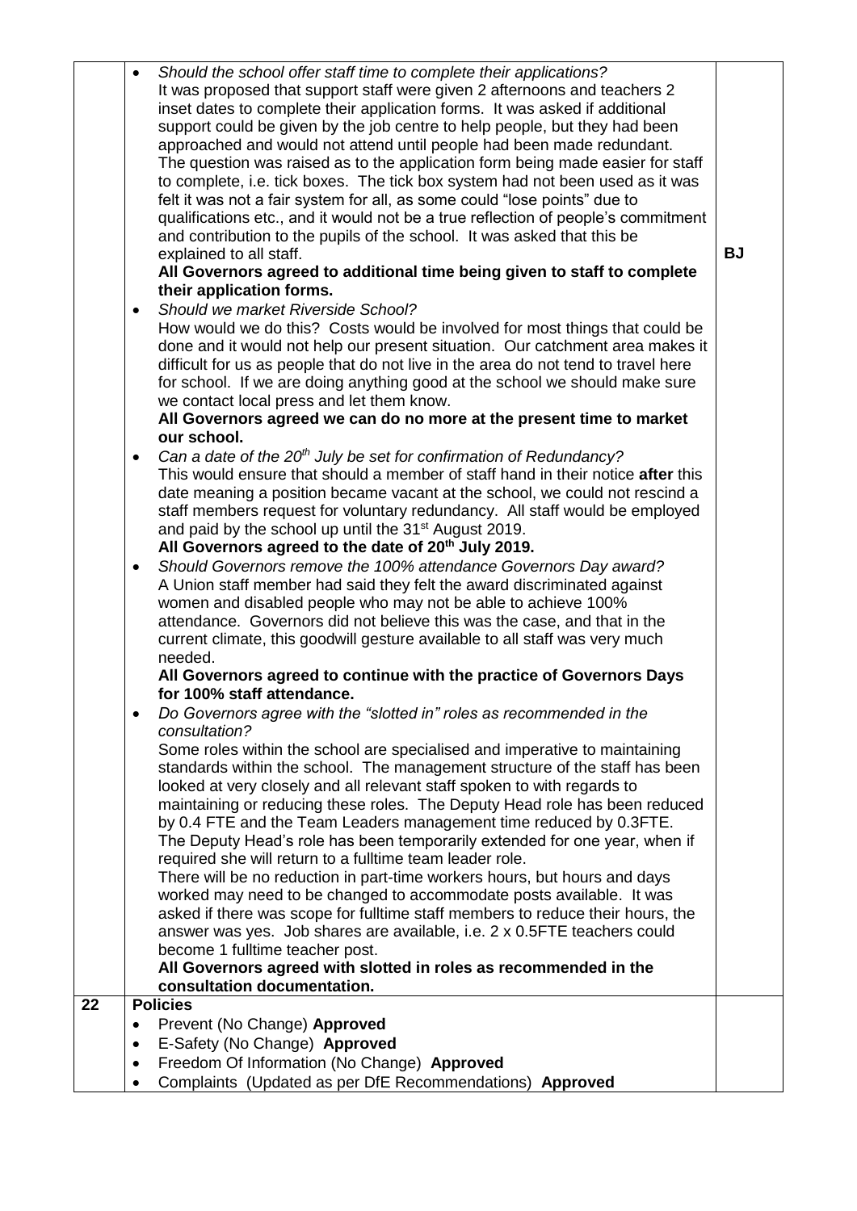| | | |
|---|---|---|
| | • *Should the school offer staff time to complete their applications?*<br>It was proposed that support staff were given 2 afternoons and teachers 2 inset dates to complete their application forms. It was asked if additional support could be given by the job centre to help people, but they had been approached and would not attend until people had been made redundant. The question was raised as to the application form being made easier for staff to complete, i.e. tick boxes. The tick box system had not been used as it was felt it was not a fair system for all, as some could "lose points" due to qualifications etc., and it would not be a true reflection of people's commitment and contribution to the pupils of the school. It was asked that this be explained to all staff.<br>**All Governors agreed to additional time being given to staff to complete their application forms.**<br>• *Should we market Riverside School?*<br>How would we do this? Costs would be involved for most things that could be done and it would not help our present situation. Our catchment area makes it difficult for us as people that do not live in the area do not tend to travel here for school. If we are doing anything good at the school we should make sure we contact local press and let them know.<br>**All Governors agreed we can do no more at the present time to market our school.**<br>• *Can a date of the 20th July be set for confirmation of Redundancy?*<br>This would ensure that should a member of staff hand in their notice **after** this date meaning a position became vacant at the school, we could not rescind a staff members request for voluntary redundancy. All staff would be employed and paid by the school up until the 31st August 2019.<br>**All Governors agreed to the date of 20th July 2019.**<br>• *Should Governors remove the 100% attendance Governors Day award?*<br>A Union staff member had said they felt the award discriminated against women and disabled people who may not be able to achieve 100% attendance. Governors did not believe this was the case, and that in the current climate, this goodwill gesture available to all staff was very much needed.<br>**All Governors agreed to continue with the practice of Governors Days for 100% staff attendance.**<br>• *Do Governors agree with the "slotted in" roles as recommended in the consultation?*<br>Some roles within the school are specialised and imperative to maintaining standards within the school. The management structure of the staff has been looked at very closely and all relevant staff spoken to with regards to maintaining or reducing these roles. The Deputy Head role has been reduced by 0.4 FTE and the Team Leaders management time reduced by 0.3FTE. The Deputy Head's role has been temporarily extended for one year, when if required she will return to a fulltime team leader role.<br>There will be no reduction in part-time workers hours, but hours and days worked may need to be changed to accommodate posts available. It was asked if there was scope for fulltime staff members to reduce their hours, the answer was yes. Job shares are available, i.e. 2 x 0.5FTE teachers could become 1 fulltime teacher post.<br>**All Governors agreed with slotted in roles as recommended in the consultation documentation.** | **BJ** |
| **22** | **Policies**<br>• Prevent (No Change) **Approved**<br>• E-Safety (No Change) **Approved**<br>• Freedom Of Information (No Change) **Approved**<br>• Complaints (Updated as per DfE Recommendations) **Approved** | |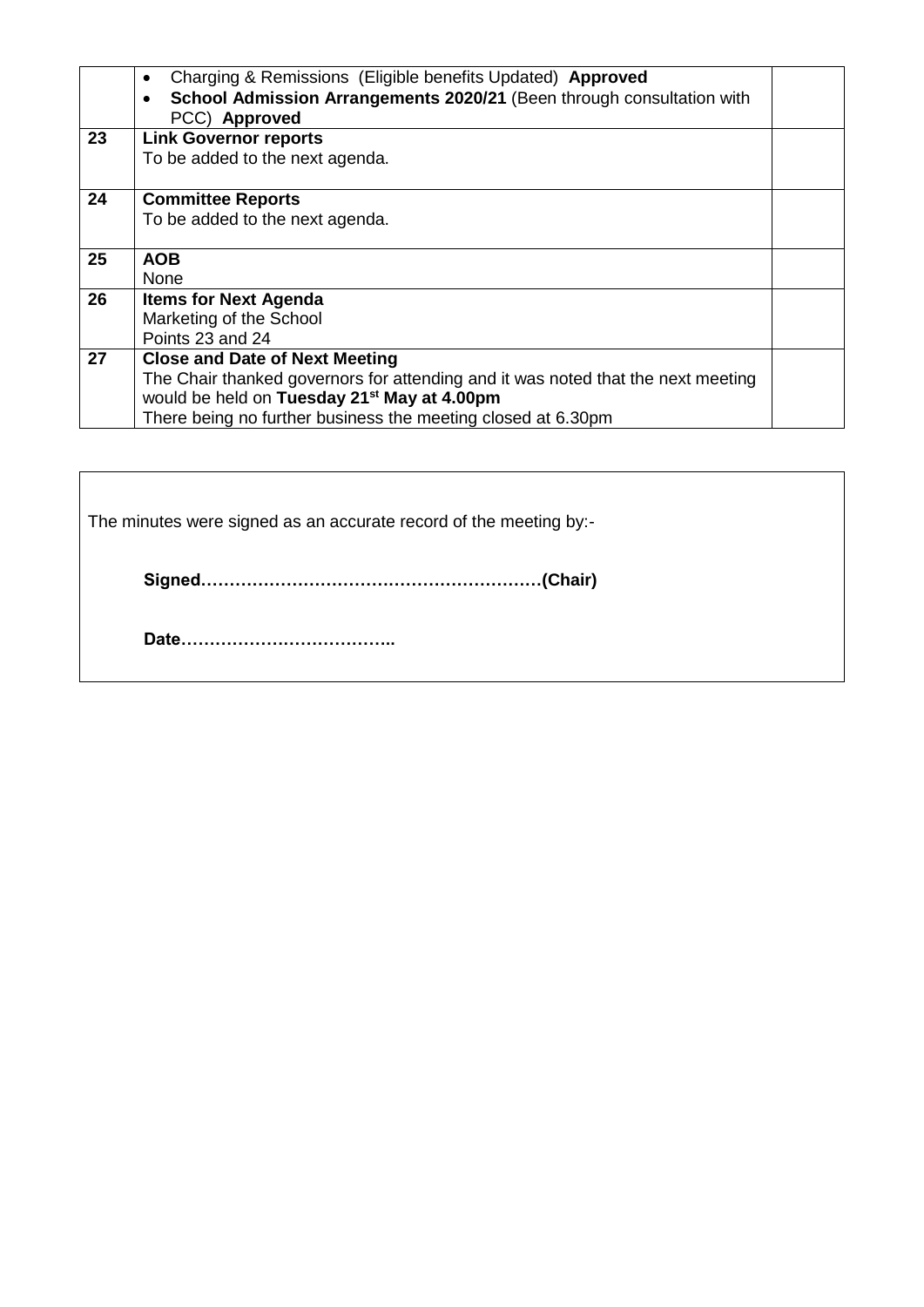| | | |
|---|---|---|
| | • Charging & Remissions (Eligible benefits Updated) **Approved**<br>• **School Admission Arrangements 2020/21** (Been through consultation with PCC) **Approved** | |
| **23** | **Link Governor reports**<br>To be added to the next agenda. | |
| **24** | **Committee Reports**<br>To be added to the next agenda. | |
| **25** | **AOB**<br>None | |
| **26** | **Items for Next Agenda**<br>Marketing of the School<br>Points 23 and 24 | |
| **27** | **Close and Date of Next Meeting**<br>The Chair thanked governors for attending and it was noted that the next meeting would be held on **Tuesday 21st May at 4.00pm**<br>There being no further business the meeting closed at 6.30pm | |

The minutes were signed as an accurate record of the meeting by:-

**Signed……………………………………………………(Chair)**

**Date………………………………..**